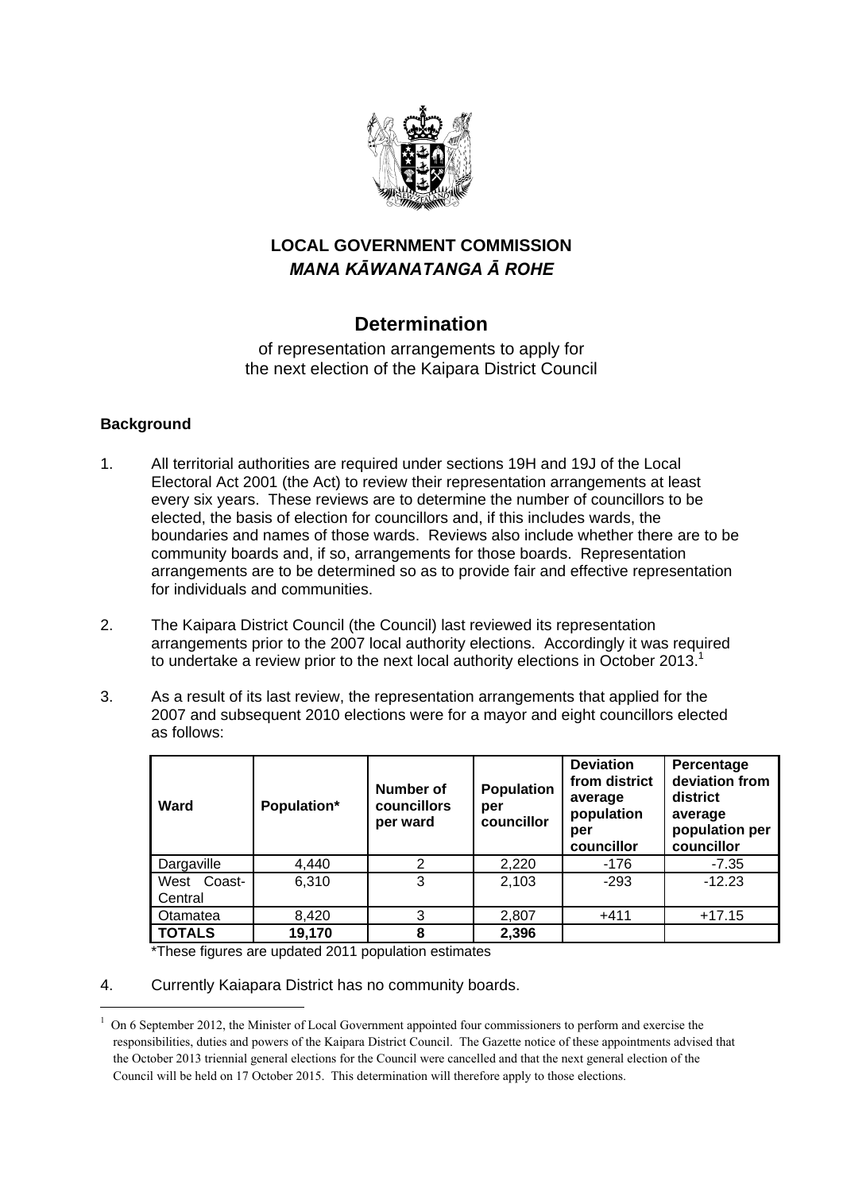# LOCAL GOVERNMENT COMMISSION
## *MANA KĀWANATANGA Ā ROHE*

## Determination

of representation arrangements to apply for the next election of the Kaipara District Council

### Background

1. All territorial authorities are required under sections 19H and 19J of the Local Electoral Act 2001 (the Act) to review their representation arrangements at least every six years. These reviews are to determine the number of councillors to be elected, the basis of election for councillors and, if this includes wards, the boundaries and names of those wards. Reviews also include whether there are to be community boards and, if so, arrangements for those boards. Representation arrangements are to be determined so as to provide fair and effective representation for individuals and communities.

2. The Kaipara District Council (the Council) last reviewed its representation arrangements prior to the 2007 local authority elections. Accordingly it was required to undertake a review prior to the next local authority elections in October 2013.[1]

3. As a result of its last review, the representation arrangements that applied for the 2007 and subsequent 2010 elections were for a mayor and eight councillors elected as follows:

| Ward | Population* | Number of councillors per ward | Population per councillor | Deviation from district average population per councillor | Percentage deviation from district average population per councillor |
|---|---|---|---|---|---|
| Dargaville | 4,440 | 2 | 2,220 | -176 | -7.35 |
| West Coast-Central | 6,310 | 3 | 2,103 | -293 | -12.23 |
| Otamatea | 8,420 | 3 | 2,807 | +411 | +17.15 |
| **TOTALS** | **19,170** | **8** | **2,396** | | |

*These figures are updated 2011 population estimates

4. Currently Kaiapara District has no community boards.

[1] On 6 September 2012, the Minister of Local Government appointed four commissioners to perform and exercise the responsibilities, duties and powers of the Kaipara District Council. The Gazette notice of these appointments advised that the October 2013 triennial general elections for the Council were cancelled and that the next general election of the Council will be held on 17 October 2015. This determination will therefore apply to those elections.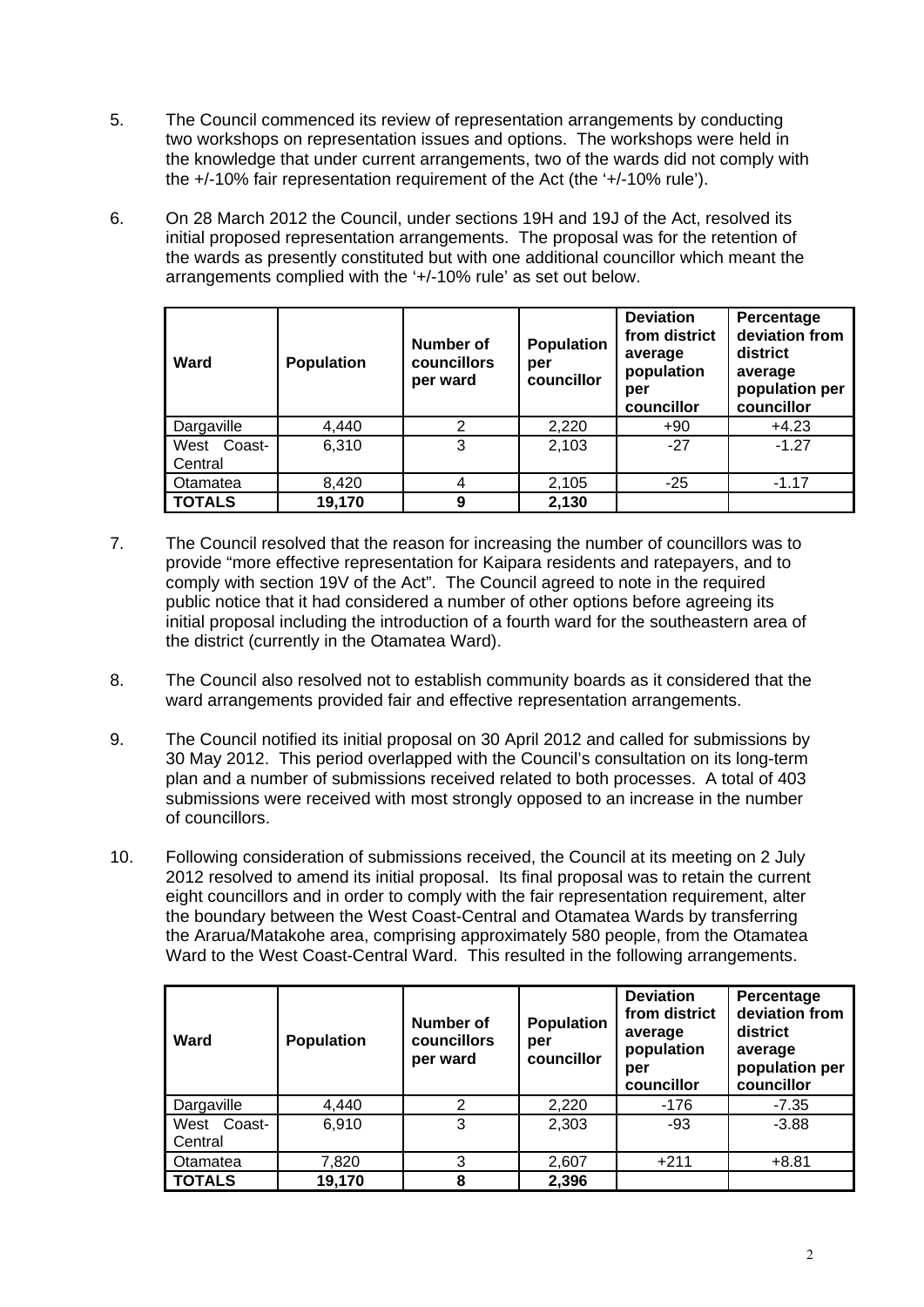5. The Council commenced its review of representation arrangements by conducting two workshops on representation issues and options. The workshops were held in the knowledge that under current arrangements, two of the wards did not comply with the +/-10% fair representation requirement of the Act (the '+/-10% rule').

6. On 28 March 2012 the Council, under sections 19H and 19J of the Act, resolved its initial proposed representation arrangements. The proposal was for the retention of the wards as presently constituted but with one additional councillor which meant the arrangements complied with the '+/-10% rule' as set out below.

| Ward | Population | Number of councillors per ward | Population per councillor | Deviation from district average population per councillor | Percentage deviation from district average population per councillor |
|---|---|---|---|---|---|
| Dargaville | 4,440 | 2 | 2,220 | +90 | +4.23 |
| West Coast-Central | 6,310 | 3 | 2,103 | -27 | -1.27 |
| Otamatea | 8,420 | 4 | 2,105 | -25 | -1.17 |
| **TOTALS** | **19,170** | **9** | **2,130** | | |

7. The Council resolved that the reason for increasing the number of councillors was to provide "more effective representation for Kaipara residents and ratepayers, and to comply with section 19V of the Act". The Council agreed to note in the required public notice that it had considered a number of other options before agreeing its initial proposal including the introduction of a fourth ward for the southeastern area of the district (currently in the Otamatea Ward).

8. The Council also resolved not to establish community boards as it considered that the ward arrangements provided fair and effective representation arrangements.

9. The Council notified its initial proposal on 30 April 2012 and called for submissions by 30 May 2012. This period overlapped with the Council's consultation on its long-term plan and a number of submissions received related to both processes. A total of 403 submissions were received with most strongly opposed to an increase in the number of councillors.

10. Following consideration of submissions received, the Council at its meeting on 2 July 2012 resolved to amend its initial proposal. Its final proposal was to retain the current eight councillors and in order to comply with the fair representation requirement, alter the boundary between the West Coast-Central and Otamatea Wards by transferring the Ararua/Matakohe area, comprising approximately 580 people, from the Otamatea Ward to the West Coast-Central Ward. This resulted in the following arrangements.

| Ward | Population | Number of councillors per ward | Population per councillor | Deviation from district average population per councillor | Percentage deviation from district average population per councillor |
|---|---|---|---|---|---|
| Dargaville | 4,440 | 2 | 2,220 | -176 | -7.35 |
| West Coast-Central | 6,910 | 3 | 2,303 | -93 | -3.88 |
| Otamatea | 7,820 | 3 | 2,607 | +211 | +8.81 |
| **TOTALS** | **19,170** | **8** | **2,396** | | |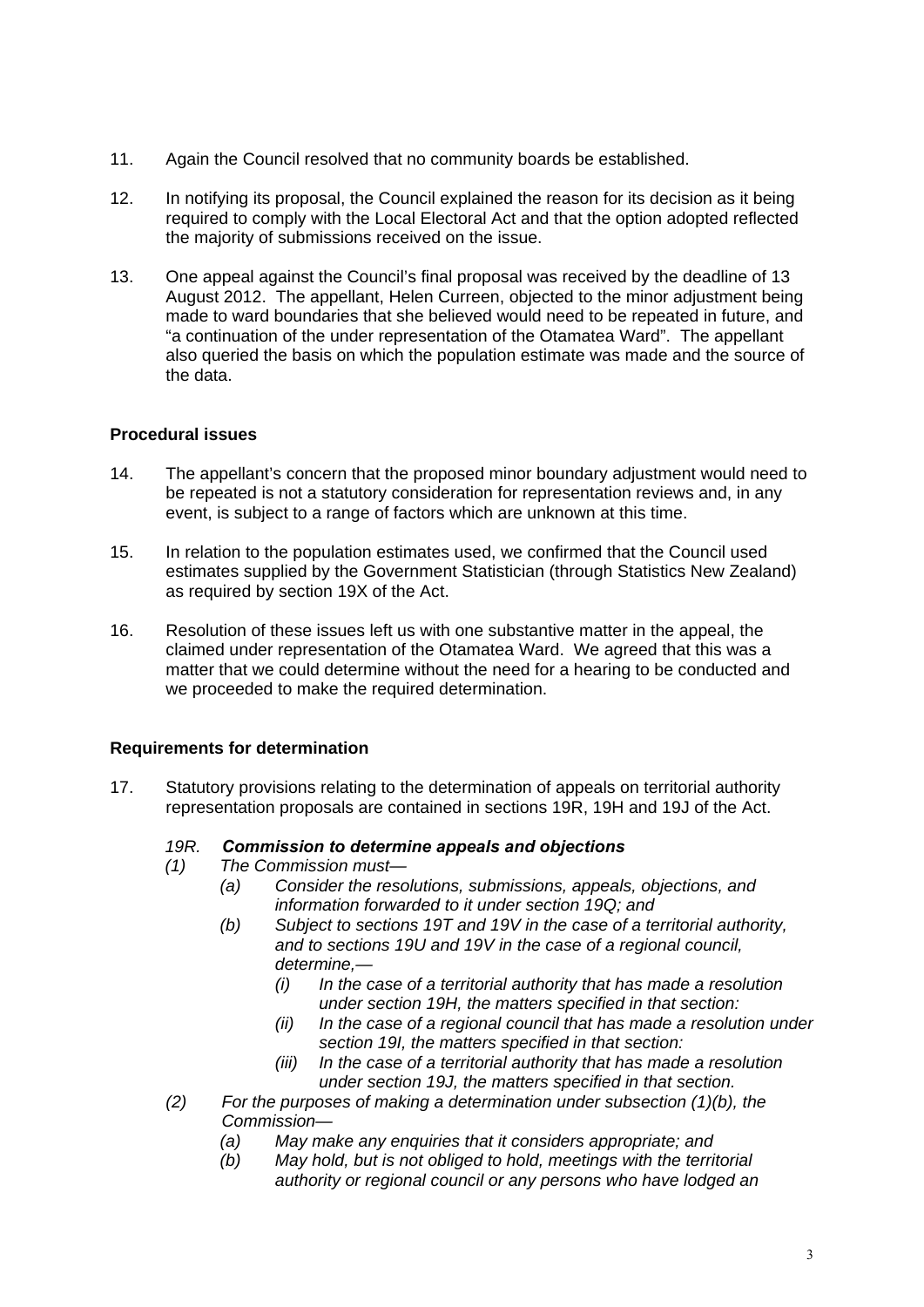11. Again the Council resolved that no community boards be established.

12. In notifying its proposal, the Council explained the reason for its decision as it being required to comply with the Local Electoral Act and that the option adopted reflected the majority of submissions received on the issue.

13. One appeal against the Council's final proposal was received by the deadline of 13 August 2012. The appellant, Helen Curreen, objected to the minor adjustment being made to ward boundaries that she believed would need to be repeated in future, and "a continuation of the under representation of the Otamatea Ward". The appellant also queried the basis on which the population estimate was made and the source of the data.

**Procedural issues**

14. The appellant's concern that the proposed minor boundary adjustment would need to be repeated is not a statutory consideration for representation reviews and, in any event, is subject to a range of factors which are unknown at this time.

15. In relation to the population estimates used, we confirmed that the Council used estimates supplied by the Government Statistician (through Statistics New Zealand) as required by section 19X of the Act.

16. Resolution of these issues left us with one substantive matter in the appeal, the claimed under representation of the Otamatea Ward. We agreed that this was a matter that we could determine without the need for a hearing to be conducted and we proceeded to make the required determination.

**Requirements for determination**

17. Statutory provisions relating to the determination of appeals on territorial authority representation proposals are contained in sections 19R, 19H and 19J of the Act.

*19R.* ***Commission to determine appeals and objections***

*(1) The Commission must—*

*(a) Consider the resolutions, submissions, appeals, objections, and information forwarded to it under section 19Q; and*

*(b) Subject to sections 19T and 19V in the case of a territorial authority, and to sections 19U and 19V in the case of a regional council, determine,—*

*(i) In the case of a territorial authority that has made a resolution under section 19H, the matters specified in that section:*

*(ii) In the case of a regional council that has made a resolution under section 19I, the matters specified in that section:*

*(iii) In the case of a territorial authority that has made a resolution under section 19J, the matters specified in that section.*

*(2) For the purposes of making a determination under subsection (1)(b), the Commission—*

*(a) May make any enquiries that it considers appropriate; and*

*(b) May hold, but is not obliged to hold, meetings with the territorial authority or regional council or any persons who have lodged an*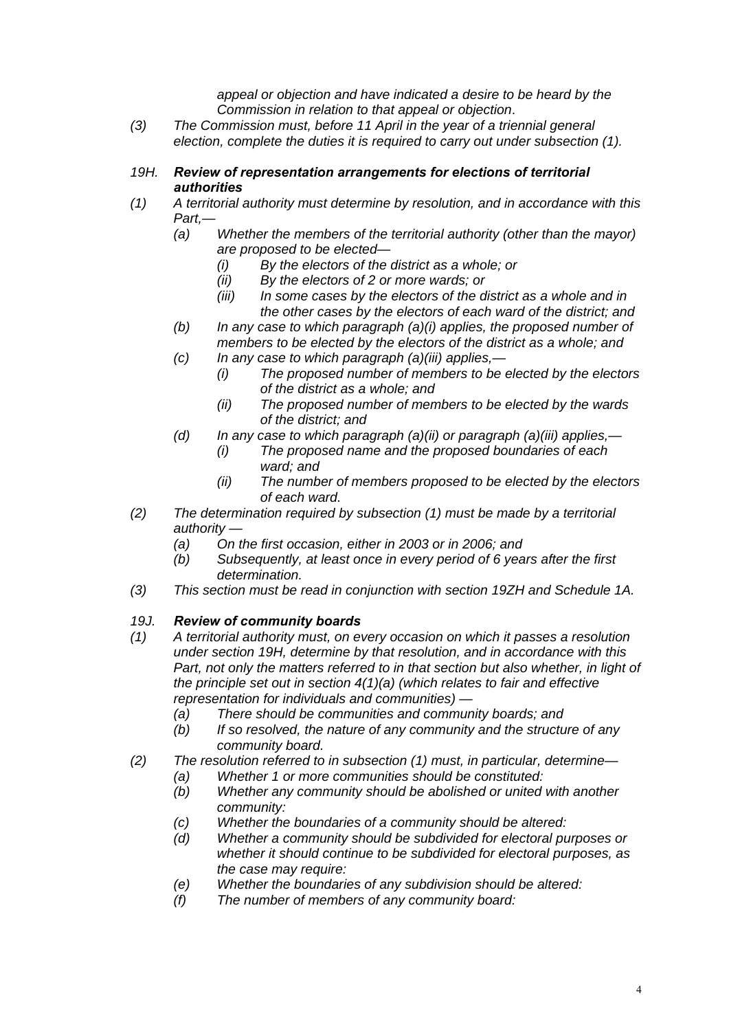*appeal or objection and have indicated a desire to be heard by the Commission in relation to that appeal or objection*.

*(3) The Commission must, before 11 April in the year of a triennial general election, complete the duties it is required to carry out under subsection (1).*

### *19H. **Review of representation arrangements for elections of territorial authorities***

*(1) A territorial authority must determine by resolution, and in accordance with this Part,—*

- *(a) Whether the members of the territorial authority (other than the mayor) are proposed to be elected—*
  - *(i) By the electors of the district as a whole; or*
  - *(ii) By the electors of 2 or more wards; or*
  - *(iii) In some cases by the electors of the district as a whole and in the other cases by the electors of each ward of the district; and*
- *(b) In any case to which paragraph (a)(i) applies, the proposed number of members to be elected by the electors of the district as a whole; and*
- *(c) In any case to which paragraph (a)(iii) applies,—*
  - *(i) The proposed number of members to be elected by the electors of the district as a whole; and*
  - *(ii) The proposed number of members to be elected by the wards of the district; and*
- *(d) In any case to which paragraph (a)(ii) or paragraph (a)(iii) applies,—*
  - *(i) The proposed name and the proposed boundaries of each ward; and*
  - *(ii) The number of members proposed to be elected by the electors of each ward.*

*(2) The determination required by subsection (1) must be made by a territorial authority —*

- *(a) On the first occasion, either in 2003 or in 2006; and*
- *(b) Subsequently, at least once in every period of 6 years after the first determination.*

*(3) This section must be read in conjunction with section 19ZH and Schedule 1A.*

### *19J. **Review of community boards***

*(1) A territorial authority must, on every occasion on which it passes a resolution under section 19H, determine by that resolution, and in accordance with this Part, not only the matters referred to in that section but also whether, in light of the principle set out in section 4(1)(a) (which relates to fair and effective representation for individuals and communities) —*

- *(a) There should be communities and community boards; and*
- *(b) If so resolved, the nature of any community and the structure of any community board.*

*(2) The resolution referred to in subsection (1) must, in particular, determine—*

- *(a) Whether 1 or more communities should be constituted:*
- *(b) Whether any community should be abolished or united with another community:*
- *(c) Whether the boundaries of a community should be altered:*
- *(d) Whether a community should be subdivided for electoral purposes or whether it should continue to be subdivided for electoral purposes, as the case may require:*
- *(e) Whether the boundaries of any subdivision should be altered:*
- *(f) The number of members of any community board:*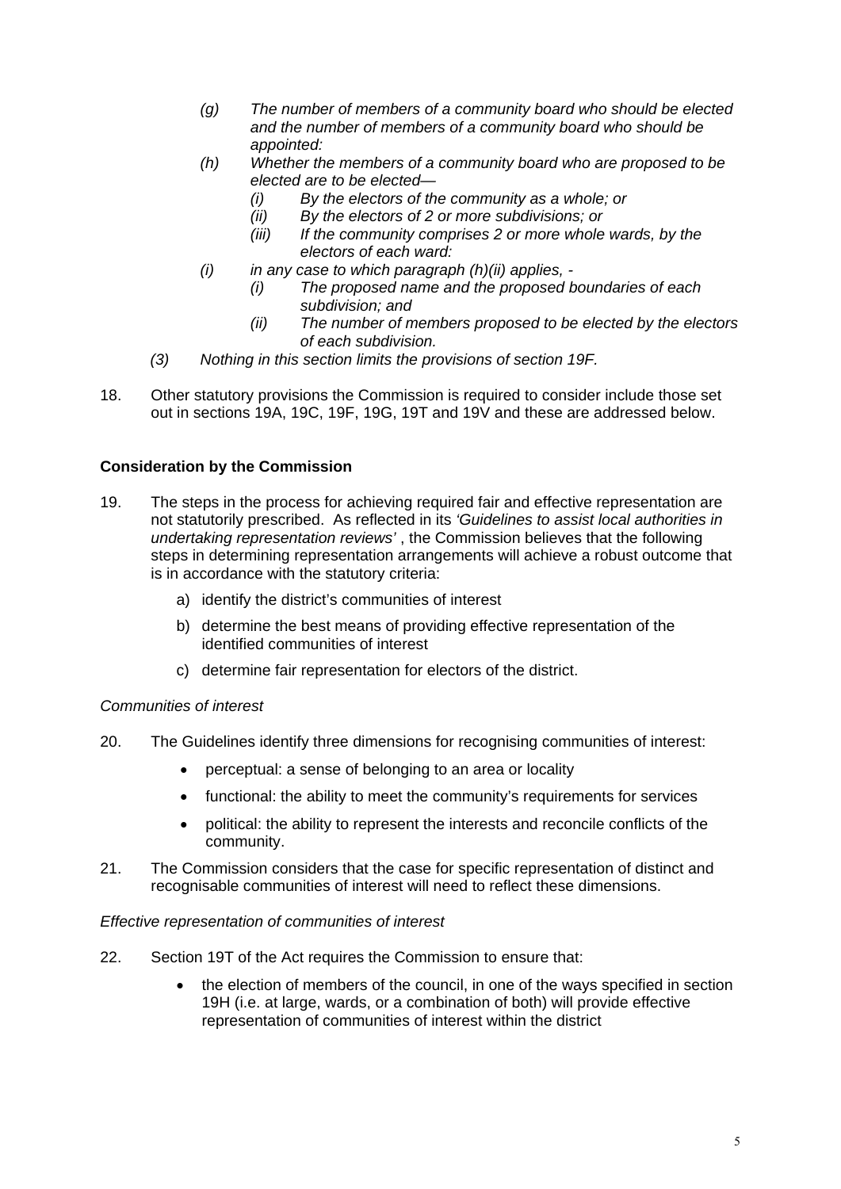*(g) The number of members of a community board who should be elected and the number of members of a community board who should be appointed:*

*(h) Whether the members of a community board who are proposed to be elected are to be elected—*

*(i) By the electors of the community as a whole; or*

*(ii) By the electors of 2 or more subdivisions; or*

*(iii) If the community comprises 2 or more whole wards, by the electors of each ward:*

*(i) in any case to which paragraph (h)(ii) applies, -*

*(i) The proposed name and the proposed boundaries of each subdivision; and*

*(ii) The number of members proposed to be elected by the electors of each subdivision.*

*(3) Nothing in this section limits the provisions of section 19F.*

18. Other statutory provisions the Commission is required to consider include those set out in sections 19A, 19C, 19F, 19G, 19T and 19V and these are addressed below.

**Consideration by the Commission**

19. The steps in the process for achieving required fair and effective representation are not statutorily prescribed. As reflected in its *'Guidelines to assist local authorities in undertaking representation reviews'* , the Commission believes that the following steps in determining representation arrangements will achieve a robust outcome that is in accordance with the statutory criteria:

    a) identify the district's communities of interest

    b) determine the best means of providing effective representation of the identified communities of interest

    c) determine fair representation for electors of the district.

*Communities of interest*

20. The Guidelines identify three dimensions for recognising communities of interest:

    - perceptual: a sense of belonging to an area or locality
    - functional: the ability to meet the community's requirements for services
    - political: the ability to represent the interests and reconcile conflicts of the community.

21. The Commission considers that the case for specific representation of distinct and recognisable communities of interest will need to reflect these dimensions.

*Effective representation of communities of interest*

22. Section 19T of the Act requires the Commission to ensure that:

    - the election of members of the council, in one of the ways specified in section 19H (i.e. at large, wards, or a combination of both) will provide effective representation of communities of interest within the district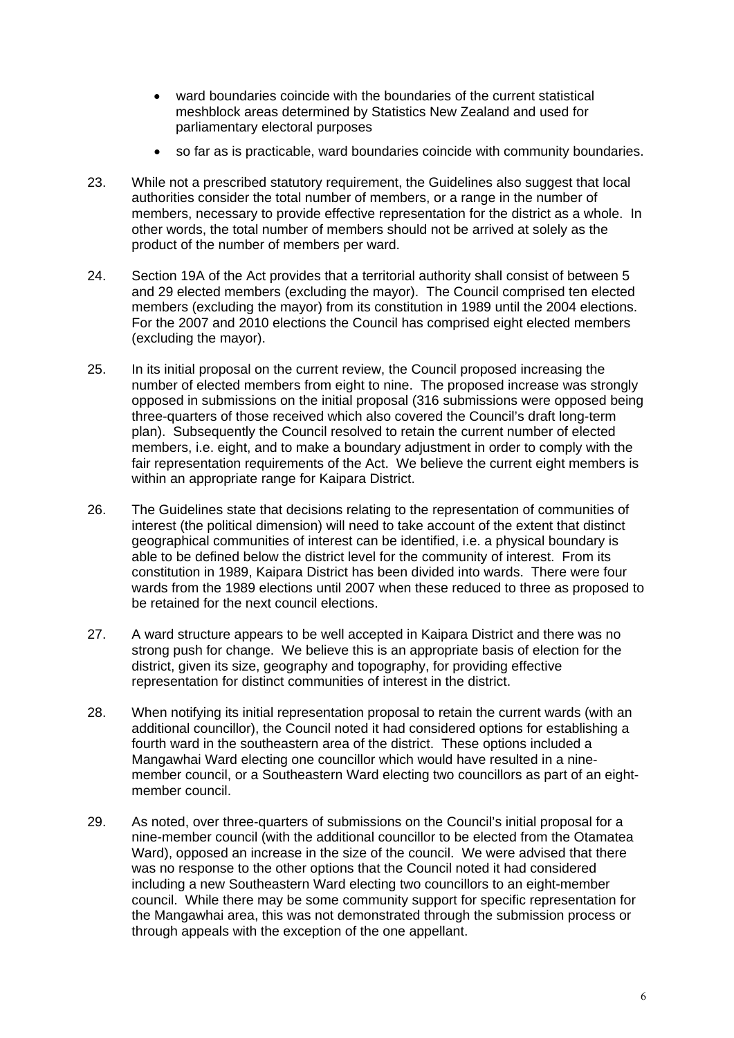- ward boundaries coincide with the boundaries of the current statistical meshblock areas determined by Statistics New Zealand and used for parliamentary electoral purposes
- so far as is practicable, ward boundaries coincide with community boundaries.

23. While not a prescribed statutory requirement, the Guidelines also suggest that local authorities consider the total number of members, or a range in the number of members, necessary to provide effective representation for the district as a whole. In other words, the total number of members should not be arrived at solely as the product of the number of members per ward.

24. Section 19A of the Act provides that a territorial authority shall consist of between 5 and 29 elected members (excluding the mayor). The Council comprised ten elected members (excluding the mayor) from its constitution in 1989 until the 2004 elections. For the 2007 and 2010 elections the Council has comprised eight elected members (excluding the mayor).

25. In its initial proposal on the current review, the Council proposed increasing the number of elected members from eight to nine. The proposed increase was strongly opposed in submissions on the initial proposal (316 submissions were opposed being three-quarters of those received which also covered the Council's draft long-term plan). Subsequently the Council resolved to retain the current number of elected members, i.e. eight, and to make a boundary adjustment in order to comply with the fair representation requirements of the Act. We believe the current eight members is within an appropriate range for Kaipara District.

26. The Guidelines state that decisions relating to the representation of communities of interest (the political dimension) will need to take account of the extent that distinct geographical communities of interest can be identified, i.e. a physical boundary is able to be defined below the district level for the community of interest. From its constitution in 1989, Kaipara District has been divided into wards. There were four wards from the 1989 elections until 2007 when these reduced to three as proposed to be retained for the next council elections.

27. A ward structure appears to be well accepted in Kaipara District and there was no strong push for change. We believe this is an appropriate basis of election for the district, given its size, geography and topography, for providing effective representation for distinct communities of interest in the district.

28. When notifying its initial representation proposal to retain the current wards (with an additional councillor), the Council noted it had considered options for establishing a fourth ward in the southeastern area of the district. These options included a Mangawhai Ward electing one councillor which would have resulted in a nine-member council, or a Southeastern Ward electing two councillors as part of an eight-member council.

29. As noted, over three-quarters of submissions on the Council's initial proposal for a nine-member council (with the additional councillor to be elected from the Otamatea Ward), opposed an increase in the size of the council. We were advised that there was no response to the other options that the Council noted it had considered including a new Southeastern Ward electing two councillors to an eight-member council. While there may be some community support for specific representation for the Mangawhai area, this was not demonstrated through the submission process or through appeals with the exception of the one appellant.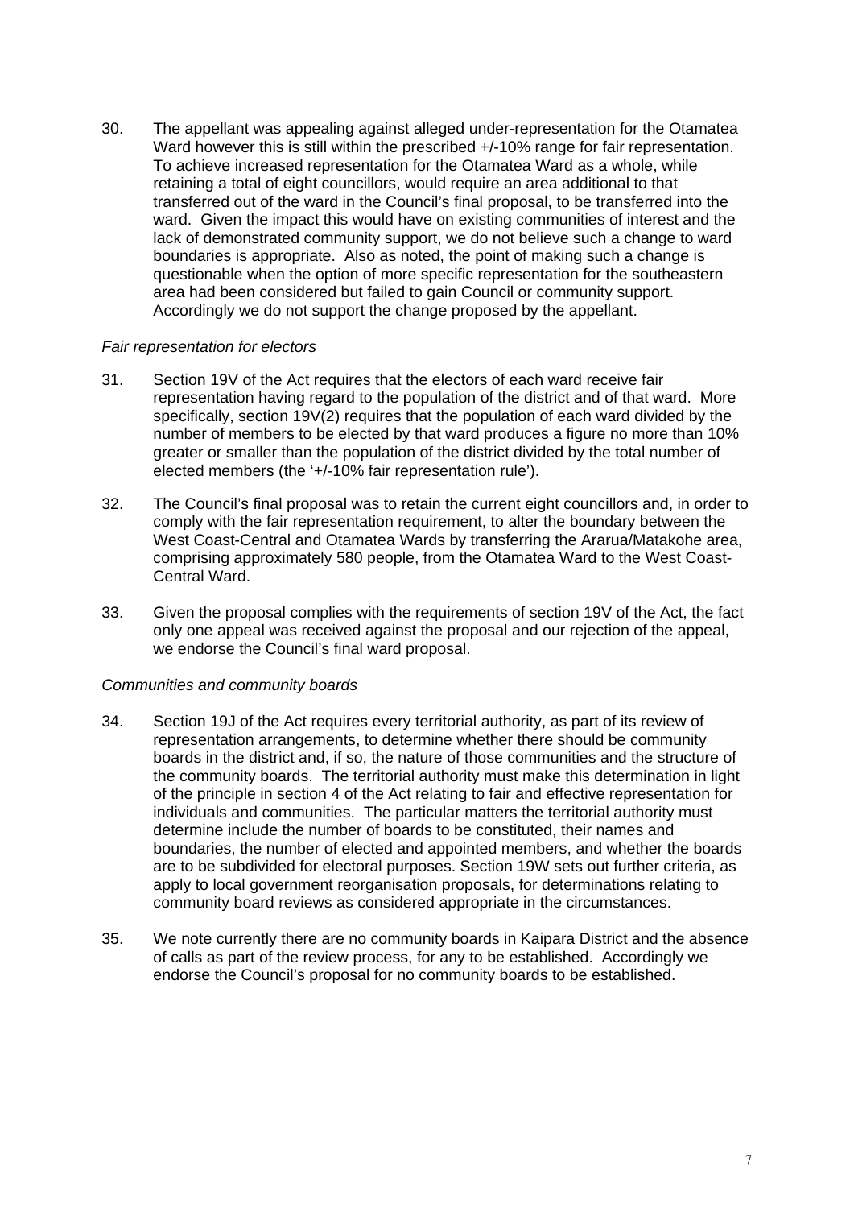30. The appellant was appealing against alleged under-representation for the Otamatea Ward however this is still within the prescribed +/-10% range for fair representation. To achieve increased representation for the Otamatea Ward as a whole, while retaining a total of eight councillors, would require an area additional to that transferred out of the ward in the Council's final proposal, to be transferred into the ward. Given the impact this would have on existing communities of interest and the lack of demonstrated community support, we do not believe such a change to ward boundaries is appropriate. Also as noted, the point of making such a change is questionable when the option of more specific representation for the southeastern area had been considered but failed to gain Council or community support. Accordingly we do not support the change proposed by the appellant.

*Fair representation for electors*

31. Section 19V of the Act requires that the electors of each ward receive fair representation having regard to the population of the district and of that ward. More specifically, section 19V(2) requires that the population of each ward divided by the number of members to be elected by that ward produces a figure no more than 10% greater or smaller than the population of the district divided by the total number of elected members (the '+/-10% fair representation rule').

32. The Council's final proposal was to retain the current eight councillors and, in order to comply with the fair representation requirement, to alter the boundary between the West Coast-Central and Otamatea Wards by transferring the Ararua/Matakohe area, comprising approximately 580 people, from the Otamatea Ward to the West Coast-Central Ward.

33. Given the proposal complies with the requirements of section 19V of the Act, the fact only one appeal was received against the proposal and our rejection of the appeal, we endorse the Council's final ward proposal.

*Communities and community boards*

34. Section 19J of the Act requires every territorial authority, as part of its review of representation arrangements, to determine whether there should be community boards in the district and, if so, the nature of those communities and the structure of the community boards. The territorial authority must make this determination in light of the principle in section 4 of the Act relating to fair and effective representation for individuals and communities. The particular matters the territorial authority must determine include the number of boards to be constituted, their names and boundaries, the number of elected and appointed members, and whether the boards are to be subdivided for electoral purposes. Section 19W sets out further criteria, as apply to local government reorganisation proposals, for determinations relating to community board reviews as considered appropriate in the circumstances.

35. We note currently there are no community boards in Kaipara District and the absence of calls as part of the review process, for any to be established. Accordingly we endorse the Council's proposal for no community boards to be established.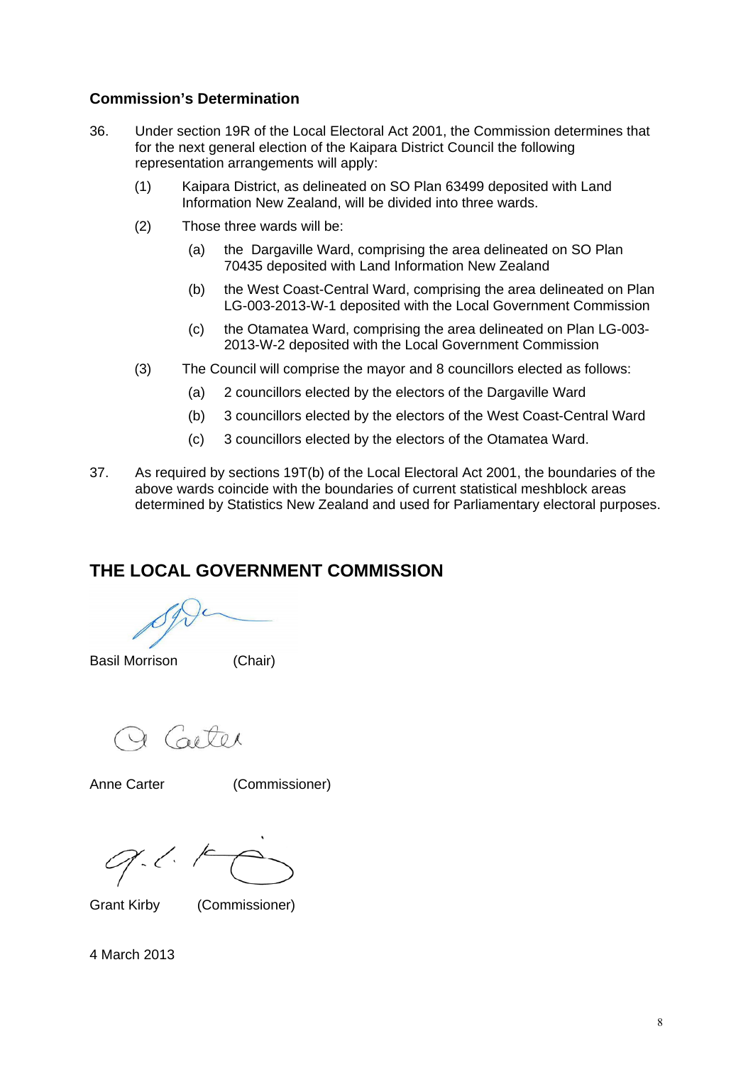### Commission's Determination

36. Under section 19R of the Local Electoral Act 2001, the Commission determines that for the next general election of the Kaipara District Council the following representation arrangements will apply:

    (1) Kaipara District, as delineated on SO Plan 63499 deposited with Land Information New Zealand, will be divided into three wards.

    (2) Those three wards will be:

        (a) the Dargaville Ward, comprising the area delineated on SO Plan 70435 deposited with Land Information New Zealand

        (b) the West Coast-Central Ward, comprising the area delineated on Plan LG-003-2013-W-1 deposited with the Local Government Commission

        (c) the Otamatea Ward, comprising the area delineated on Plan LG-003-2013-W-2 deposited with the Local Government Commission

    (3) The Council will comprise the mayor and 8 councillors elected as follows:

        (a) 2 councillors elected by the electors of the Dargaville Ward

        (b) 3 councillors elected by the electors of the West Coast-Central Ward

        (c) 3 councillors elected by the electors of the Otamatea Ward.

37. As required by sections 19T(b) of the Local Electoral Act 2001, the boundaries of the above wards coincide with the boundaries of current statistical meshblock areas determined by Statistics New Zealand and used for Parliamentary electoral purposes.

## THE LOCAL GOVERNMENT COMMISSION

Basil Morrison (Chair)

Anne Carter (Commissioner)

Grant Kirby (Commissioner)

4 March 2013